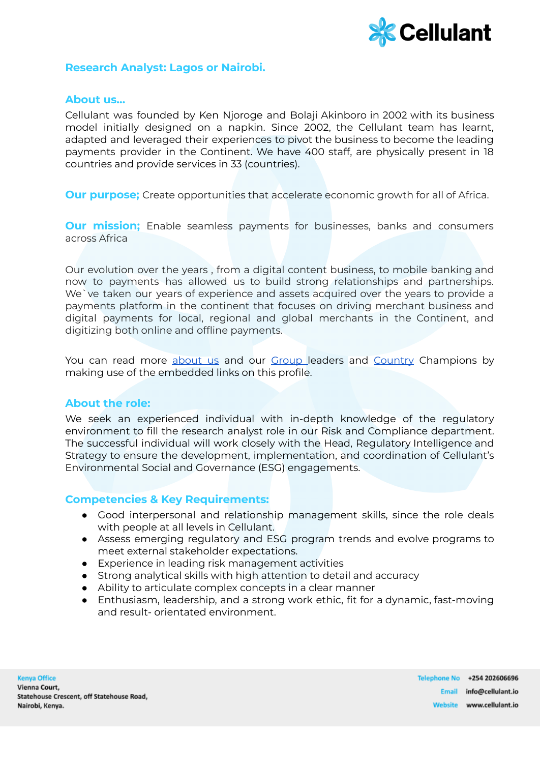## Research Analyst: Lagos or Nairobi.

### About us...

Cellulant was founded by Ken Njoroge and Bolaji Akinboro in 2002 with its business model initially designed on a napkin. Since 2002, the Cellulant team has learnt, adapted and leveraged their experiences to pivot the business to become the leading payments provider in the Continent. We have 400 staff, are physically present in 18 countries and provide services in 33 (countries).

**Our purpose;** Create opportunities that accelerate economic growth for all of Africa.

**Our mission;** Enable seamless payments for businesses, banks and consumers across Africa

Our evolution over the years , from a digital content business, to mobile banking and now to payments has allowed us to build strong relationships and partnerships. We`ve taken our years of experience and assets acquired over the years to provide a payments platform in the continent that focuses on driving merchant business and digital payments for local, regional and global merchants in the Continent, and digitizing both online and offline payments.

You can read more about us and our Group leaders and Country Champions by making use of the embedded links on this profile.

### About the role:

We seek an experienced individual with in-depth knowledge of the regulatory environment to fill the research analyst role in our Risk and Compliance department. The successful individual will work closely with the Head, Regulatory Intelligence and Strategy to ensure the development, implementation, and coordination of Cellulant's Environmental Social and Governance (ESG) engagements.

### Competencies & Key Requirements:

- Good interpersonal and relationship management skills, since the role deals with people at all levels in Cellulant.
- Assess emerging regulatory and ESG program trends and evolve programs to meet external stakeholder expectations.
- Experience in leading risk management activities
- Strong analytical skills with high attention to detail and accuracy
- Ability to articulate complex concepts in a clear manner
- Enthusiasm, leadership, and a strong work ethic, fit for a dynamic, fast-moving and result- orientated environment.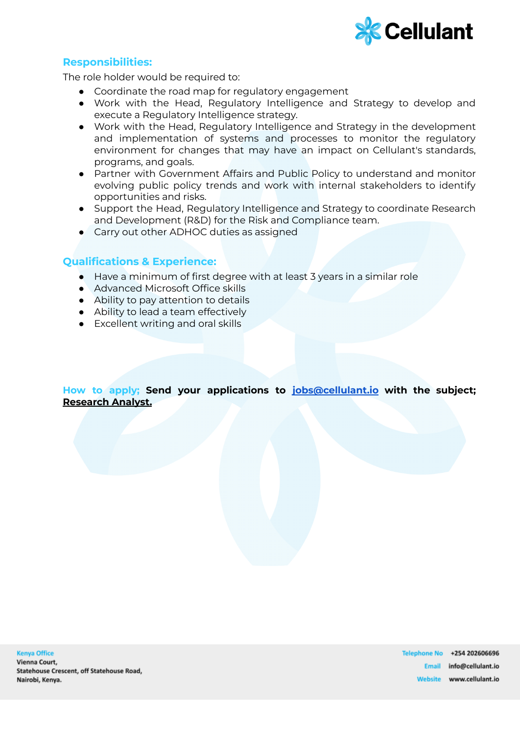## Responsibilities:

The role holder would be required to:

- Coordinate the road map for regulatory engagement
- Work with the Head, Regulatory Intelligence and Strategy to develop and execute a Regulatory Intelligence strategy.
- Work with the Head, Regulatory Intelligence and Strategy in the development and implementation of systems and processes to monitor the regulatory environment for changes that may have an impact on Cellulant's standards, programs, and goals.
- Partner with Government Affairs and Public Policy to understand and monitor evolving public policy trends and work with internal stakeholders to identify opportunities and risks.
- Support the Head, Regulatory Intelligence and Strategy to coordinate Research and Development (R&D) for the Risk and Compliance team.
- Carry out other ADHOC duties as assigned

## Qualifications & Experience:

- Have a minimum of first degree with at least 3 years in a similar role
- Advanced Microsoft Office skills
- Ability to pay attention to details
- Ability to lead a team effectively
- Excellent writing and oral skills

**How to apply;** **Send your applications to [jobs@cellulant.io](mailto:jobs@cellulant.io) with the subject; Research Analyst.**

**Kenya Office**
Vienna Court,
Statehouse Crescent, off Statehouse Road,
Nairobi, Kenya.

**Telephone No** +254 202606696
**Email** info@cellulant.io
**Website** www.cellulant.io